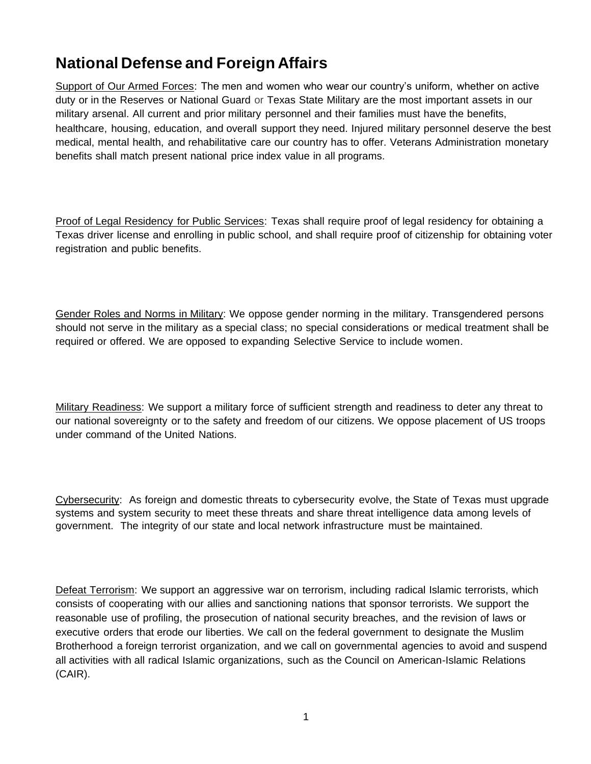## National Defense and Foreign Affairs

Support of Our Armed Forces: The men and women who wear our country's uniform, whether on active duty or in the Reserves or National Guard or Texas State Military are the most important assets in our military arsenal. All current and prior military personnel and their families must have the benefits, healthcare, housing, education, and overall support they need. Injured military personnel deserve the best medical, mental health, and rehabilitative care our country has to offer. Veterans Administration monetary benefits shall match present national price index value in all programs.

Proof of Legal Residency for Public Services: Texas shall require proof of legal residency for obtaining a Texas driver license and enrolling in public school, and shall require proof of citizenship for obtaining voter registration and public benefits.

Gender Roles and Norms in Military: We oppose gender norming in the military. Transgendered persons should not serve in the military as a special class; no special considerations or medical treatment shall be required or offered. We are opposed to expanding Selective Service to include women.

Military Readiness: We support a military force of sufficient strength and readiness to deter any threat to our national sovereignty or to the safety and freedom of our citizens. We oppose placement of US troops under command of the United Nations.

Cybersecurity: As foreign and domestic threats to cybersecurity evolve, the State of Texas must upgrade systems and system security to meet these threats and share threat intelligence data among levels of government. The integrity of our state and local network infrastructure must be maintained.

Defeat Terrorism: We support an aggressive war on terrorism, including radical Islamic terrorists, which consists of cooperating with our allies and sanctioning nations that sponsor terrorists. We support the reasonable use of profiling, the prosecution of national security breaches, and the revision of laws or executive orders that erode our liberties. We call on the federal government to designate the Muslim Brotherhood a foreign terrorist organization, and we call on governmental agencies to avoid and suspend all activities with all radical Islamic organizations, such as the Council on American-Islamic Relations (CAIR).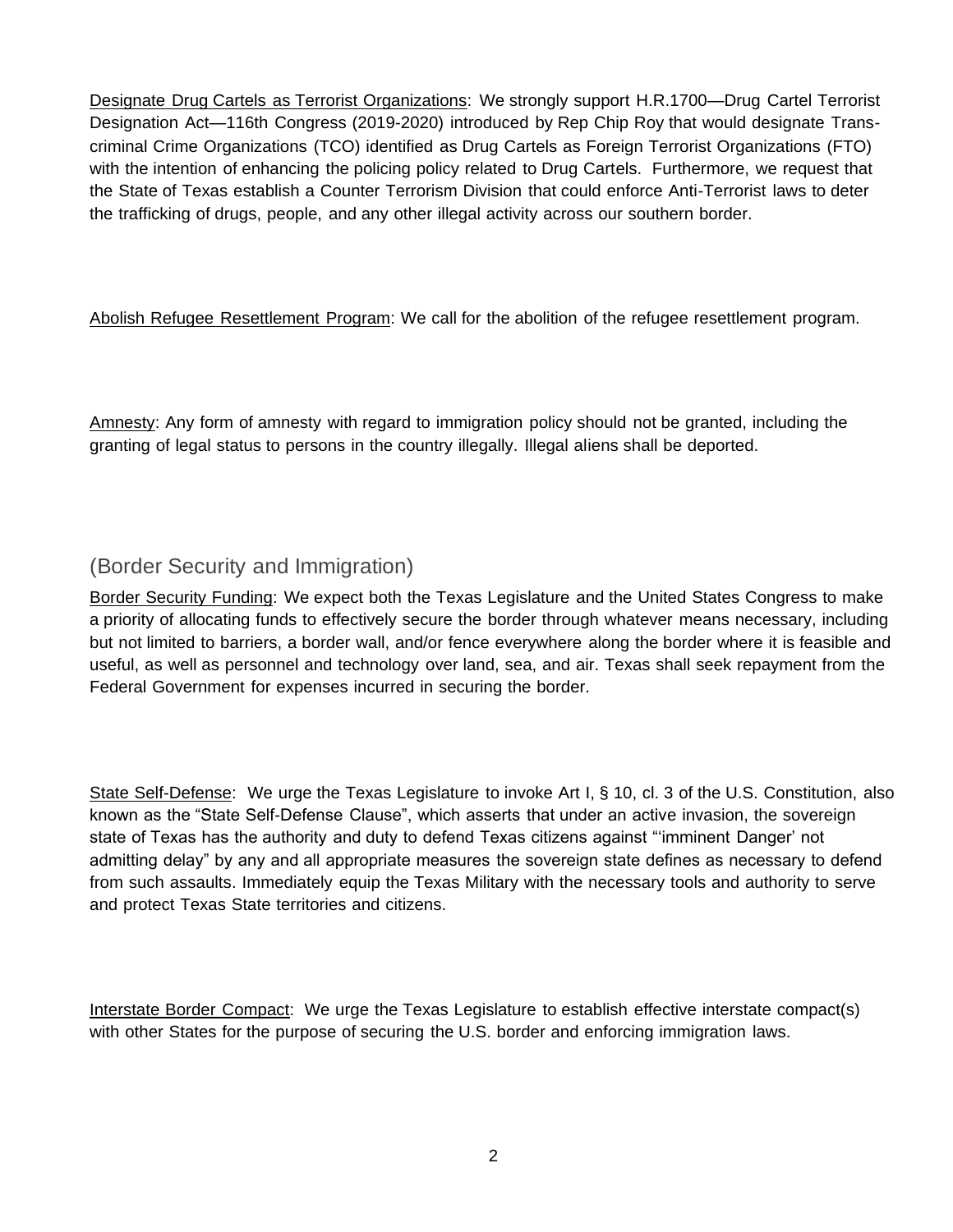Designate Drug Cartels as Terrorist Organizations: We strongly support H.R.1700—Drug Cartel Terrorist Designation Act—116th Congress (2019-2020) introduced by Rep Chip Roy that would designate Trans-criminal Crime Organizations (TCO) identified as Drug Cartels as Foreign Terrorist Organizations (FTO) with the intention of enhancing the policing policy related to Drug Cartels. Furthermore, we request that the State of Texas establish a Counter Terrorism Division that could enforce Anti-Terrorist laws to deter the trafficking of drugs, people, and any other illegal activity across our southern border.

Abolish Refugee Resettlement Program: We call for the abolition of the refugee resettlement program.

Amnesty: Any form of amnesty with regard to immigration policy should not be granted, including the granting of legal status to persons in the country illegally. Illegal aliens shall be deported.

## (Border Security and Immigration)

Border Security Funding: We expect both the Texas Legislature and the United States Congress to make a priority of allocating funds to effectively secure the border through whatever means necessary, including but not limited to barriers, a border wall, and/or fence everywhere along the border where it is feasible and useful, as well as personnel and technology over land, sea, and air. Texas shall seek repayment from the Federal Government for expenses incurred in securing the border.

State Self-Defense: We urge the Texas Legislature to invoke Art I, § 10, cl. 3 of the U.S. Constitution, also known as the "State Self-Defense Clause", which asserts that under an active invasion, the sovereign state of Texas has the authority and duty to defend Texas citizens against "'imminent Danger' not admitting delay" by any and all appropriate measures the sovereign state defines as necessary to defend from such assaults. Immediately equip the Texas Military with the necessary tools and authority to serve and protect Texas State territories and citizens.

Interstate Border Compact: We urge the Texas Legislature to establish effective interstate compact(s) with other States for the purpose of securing the U.S. border and enforcing immigration laws.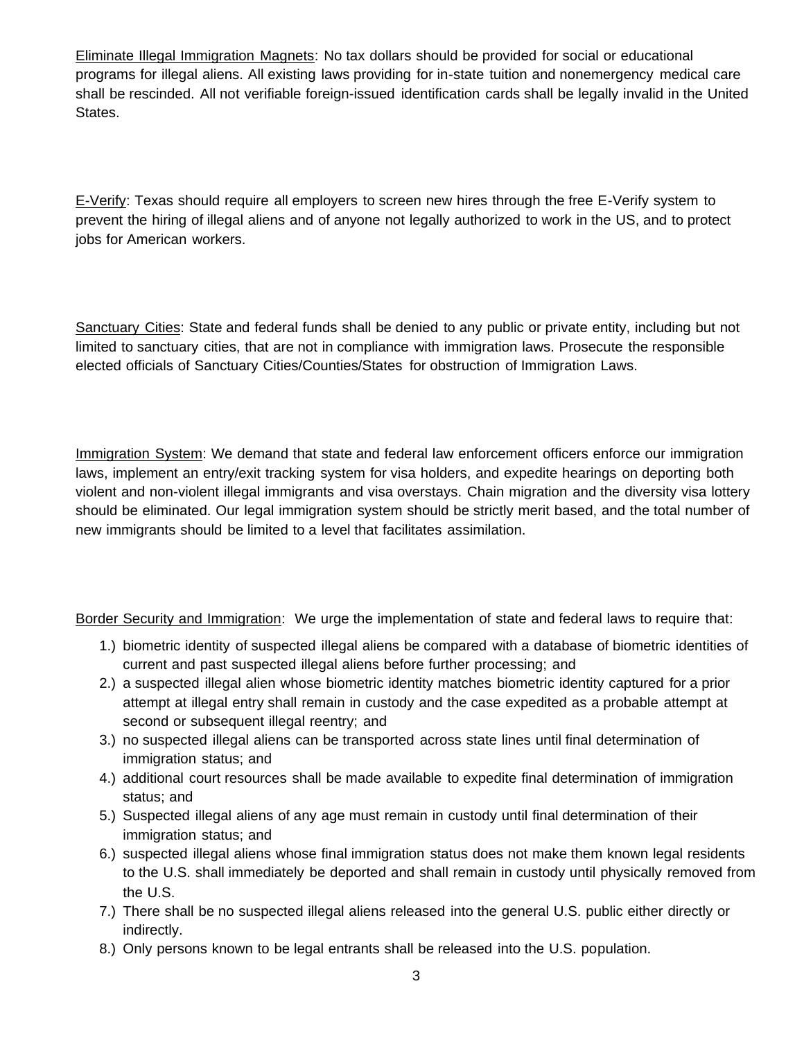<u>Eliminate Illegal Immigration Magnets</u>: No tax dollars should be provided for social or educational programs for illegal aliens. All existing laws providing for in-state tuition and nonemergency medical care shall be rescinded. All not verifiable foreign-issued identification cards shall be legally invalid in the United States.

<u>E-Verify</u>: Texas should require all employers to screen new hires through the free E-Verify system to prevent the hiring of illegal aliens and of anyone not legally authorized to work in the US, and to protect jobs for American workers.

<u>Sanctuary Cities</u>: State and federal funds shall be denied to any public or private entity, including but not limited to sanctuary cities, that are not in compliance with immigration laws. Prosecute the responsible elected officials of Sanctuary Cities/Counties/States for obstruction of Immigration Laws.

<u>Immigration System</u>: We demand that state and federal law enforcement officers enforce our immigration laws, implement an entry/exit tracking system for visa holders, and expedite hearings on deporting both violent and non-violent illegal immigrants and visa overstays. Chain migration and the diversity visa lottery should be eliminated. Our legal immigration system should be strictly merit based, and the total number of new immigrants should be limited to a level that facilitates assimilation.

<u>Border Security and Immigration</u>: We urge the implementation of state and federal laws to require that:

1.) biometric identity of suspected illegal aliens be compared with a database of biometric identities of current and past suspected illegal aliens before further processing; and
2.) a suspected illegal alien whose biometric identity matches biometric identity captured for a prior attempt at illegal entry shall remain in custody and the case expedited as a probable attempt at second or subsequent illegal reentry; and
3.) no suspected illegal aliens can be transported across state lines until final determination of immigration status; and
4.) additional court resources shall be made available to expedite final determination of immigration status; and
5.) Suspected illegal aliens of any age must remain in custody until final determination of their immigration status; and
6.) suspected illegal aliens whose final immigration status does not make them known legal residents to the U.S. shall immediately be deported and shall remain in custody until physically removed from the U.S.
7.) There shall be no suspected illegal aliens released into the general U.S. public either directly or indirectly.
8.) Only persons known to be legal entrants shall be released into the U.S. population.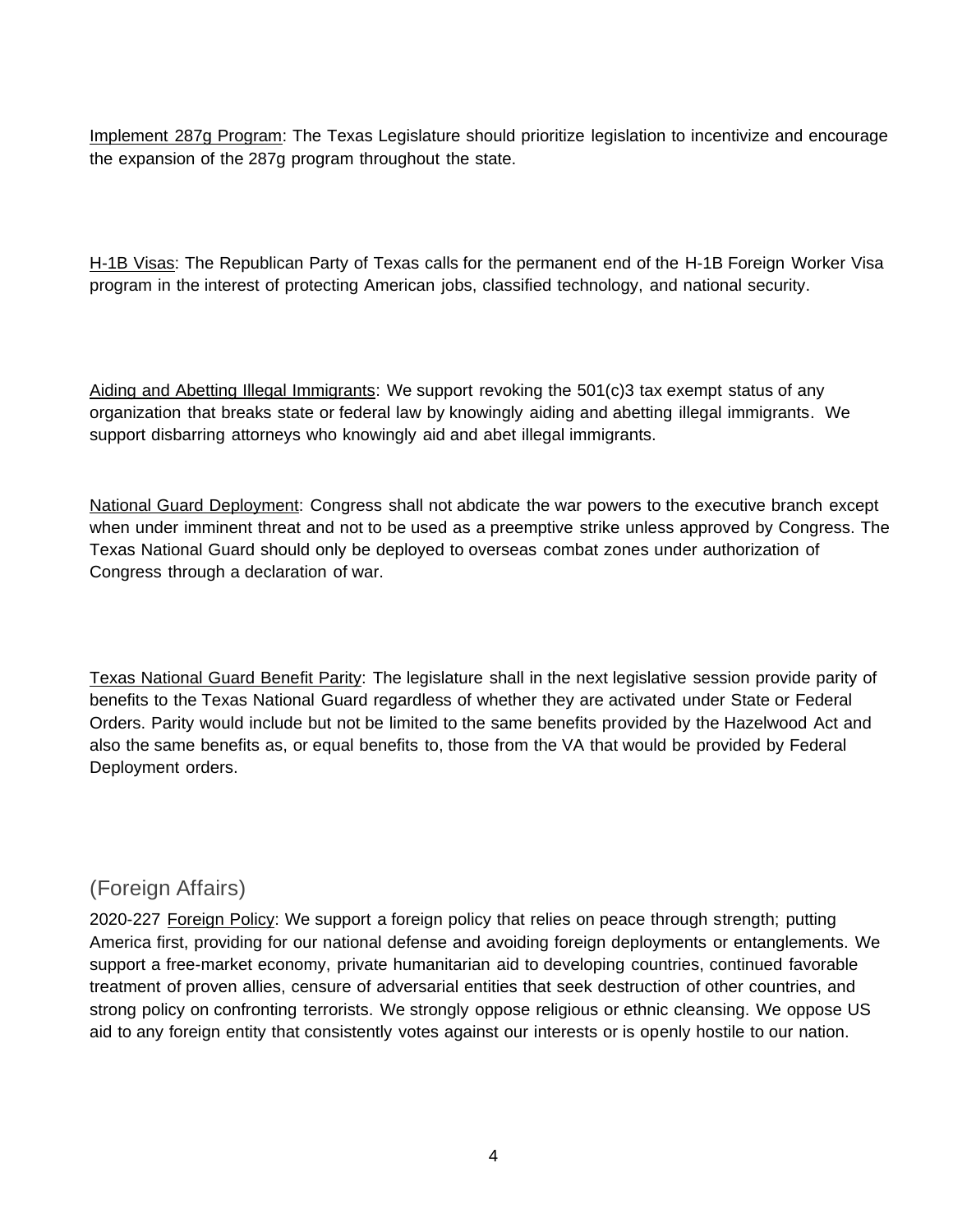<u>Implement 287g Program</u>: The Texas Legislature should prioritize legislation to incentivize and encourage the expansion of the 287g program throughout the state.

<u>H-1B Visas</u>: The Republican Party of Texas calls for the permanent end of the H-1B Foreign Worker Visa program in the interest of protecting American jobs, classified technology, and national security.

<u>Aiding and Abetting Illegal Immigrants</u>: We support revoking the 501(c)3 tax exempt status of any organization that breaks state or federal law by knowingly aiding and abetting illegal immigrants. We support disbarring attorneys who knowingly aid and abet illegal immigrants.

<u>National Guard Deployment</u>: Congress shall not abdicate the war powers to the executive branch except when under imminent threat and not to be used as a preemptive strike unless approved by Congress. The Texas National Guard should only be deployed to overseas combat zones under authorization of Congress through a declaration of war.

<u>Texas National Guard Benefit Parity</u>: The legislature shall in the next legislative session provide parity of benefits to the Texas National Guard regardless of whether they are activated under State or Federal Orders. Parity would include but not be limited to the same benefits provided by the Hazelwood Act and also the same benefits as, or equal benefits to, those from the VA that would be provided by Federal Deployment orders.

## (Foreign Affairs)

2020-227 <u>Foreign Policy</u>: We support a foreign policy that relies on peace through strength; putting America first, providing for our national defense and avoiding foreign deployments or entanglements. We support a free-market economy, private humanitarian aid to developing countries, continued favorable treatment of proven allies, censure of adversarial entities that seek destruction of other countries, and strong policy on confronting terrorists. We strongly oppose religious or ethnic cleansing. We oppose US aid to any foreign entity that consistently votes against our interests or is openly hostile to our nation.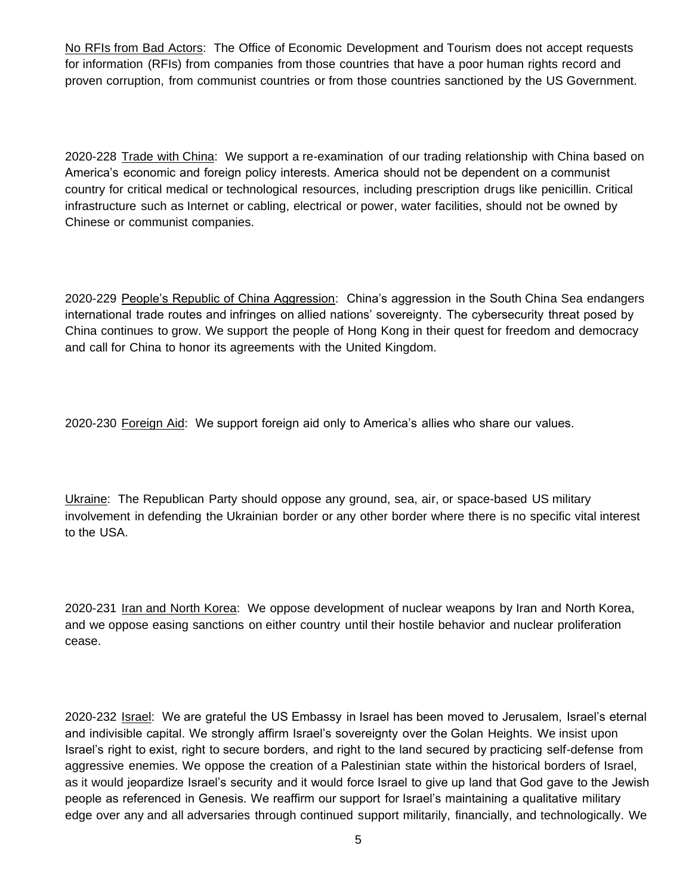No RFIs from Bad Actors: The Office of Economic Development and Tourism does not accept requests for information (RFIs) from companies from those countries that have a poor human rights record and proven corruption, from communist countries or from those countries sanctioned by the US Government.

2020-228 Trade with China: We support a re-examination of our trading relationship with China based on America's economic and foreign policy interests. America should not be dependent on a communist country for critical medical or technological resources, including prescription drugs like penicillin. Critical infrastructure such as Internet or cabling, electrical or power, water facilities, should not be owned by Chinese or communist companies.

2020-229 People's Republic of China Aggression: China's aggression in the South China Sea endangers international trade routes and infringes on allied nations' sovereignty. The cybersecurity threat posed by China continues to grow. We support the people of Hong Kong in their quest for freedom and democracy and call for China to honor its agreements with the United Kingdom.

2020-230 Foreign Aid: We support foreign aid only to America's allies who share our values.

Ukraine: The Republican Party should oppose any ground, sea, air, or space-based US military involvement in defending the Ukrainian border or any other border where there is no specific vital interest to the USA.

2020-231 Iran and North Korea: We oppose development of nuclear weapons by Iran and North Korea, and we oppose easing sanctions on either country until their hostile behavior and nuclear proliferation cease.

2020-232 Israel: We are grateful the US Embassy in Israel has been moved to Jerusalem, Israel's eternal and indivisible capital. We strongly affirm Israel's sovereignty over the Golan Heights. We insist upon Israel's right to exist, right to secure borders, and right to the land secured by practicing self-defense from aggressive enemies. We oppose the creation of a Palestinian state within the historical borders of Israel, as it would jeopardize Israel's security and it would force Israel to give up land that God gave to the Jewish people as referenced in Genesis. We reaffirm our support for Israel's maintaining a qualitative military edge over any and all adversaries through continued support militarily, financially, and technologically. We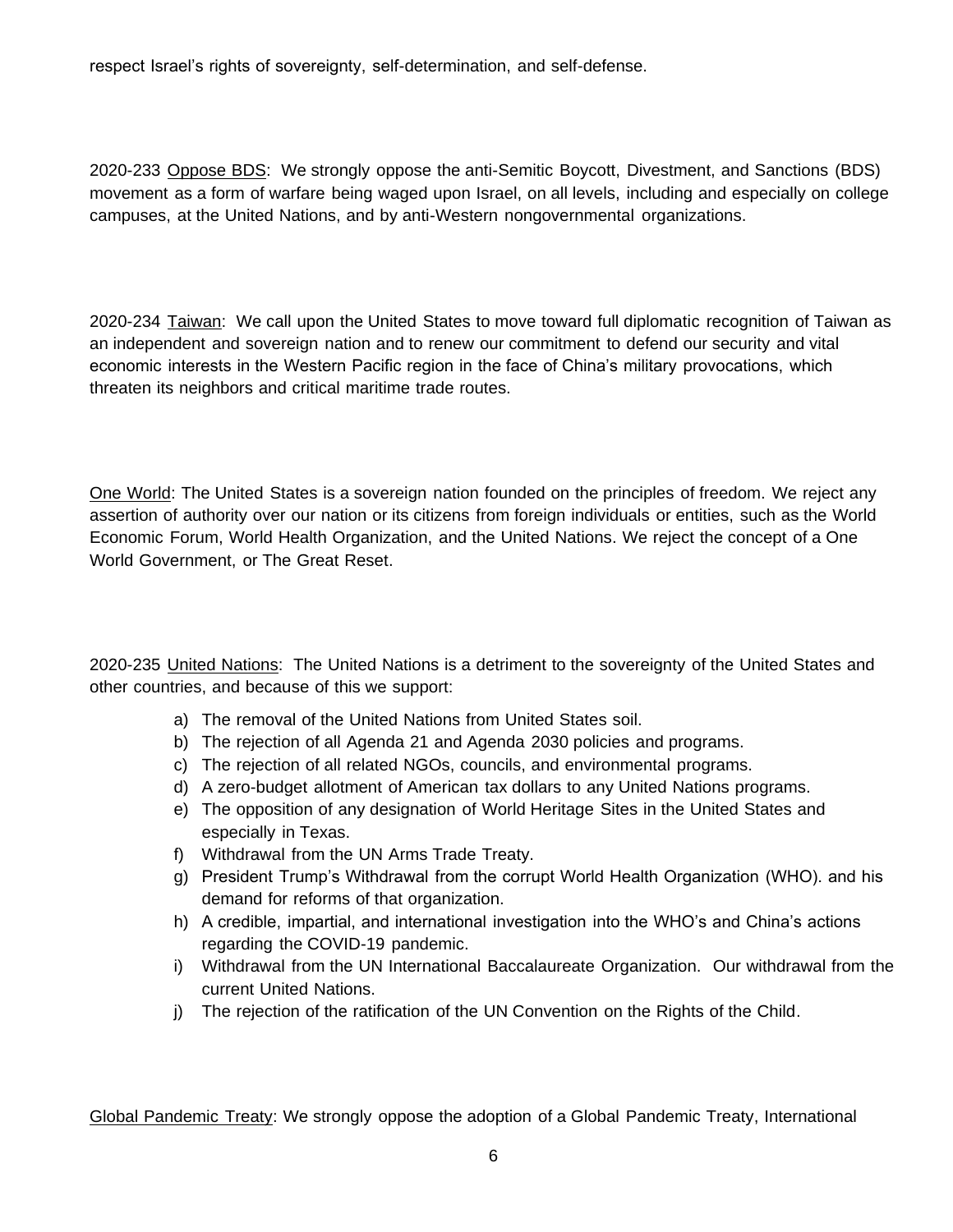respect Israel's rights of sovereignty, self-determination, and self-defense.

2020-233 <u>Oppose BDS</u>: We strongly oppose the anti-Semitic Boycott, Divestment, and Sanctions (BDS) movement as a form of warfare being waged upon Israel, on all levels, including and especially on college campuses, at the United Nations, and by anti-Western nongovernmental organizations.

2020-234 <u>Taiwan</u>: We call upon the United States to move toward full diplomatic recognition of Taiwan as an independent and sovereign nation and to renew our commitment to defend our security and vital economic interests in the Western Pacific region in the face of China's military provocations, which threaten its neighbors and critical maritime trade routes.

<u>One World</u>: The United States is a sovereign nation founded on the principles of freedom. We reject any assertion of authority over our nation or its citizens from foreign individuals or entities, such as the World Economic Forum, World Health Organization, and the United Nations. We reject the concept of a One World Government, or The Great Reset.

2020-235 <u>United Nations</u>: The United Nations is a detriment to the sovereignty of the United States and other countries, and because of this we support:

a) The removal of the United Nations from United States soil.
b) The rejection of all Agenda 21 and Agenda 2030 policies and programs.
c) The rejection of all related NGOs, councils, and environmental programs.
d) A zero-budget allotment of American tax dollars to any United Nations programs.
e) The opposition of any designation of World Heritage Sites in the United States and especially in Texas.
f) Withdrawal from the UN Arms Trade Treaty.
g) President Trump's Withdrawal from the corrupt World Health Organization (WHO). and his demand for reforms of that organization.
h) A credible, impartial, and international investigation into the WHO's and China's actions regarding the COVID-19 pandemic.
i) Withdrawal from the UN International Baccalaureate Organization. Our withdrawal from the current United Nations.
j) The rejection of the ratification of the UN Convention on the Rights of the Child.

<u>Global Pandemic Treaty</u>: We strongly oppose the adoption of a Global Pandemic Treaty, International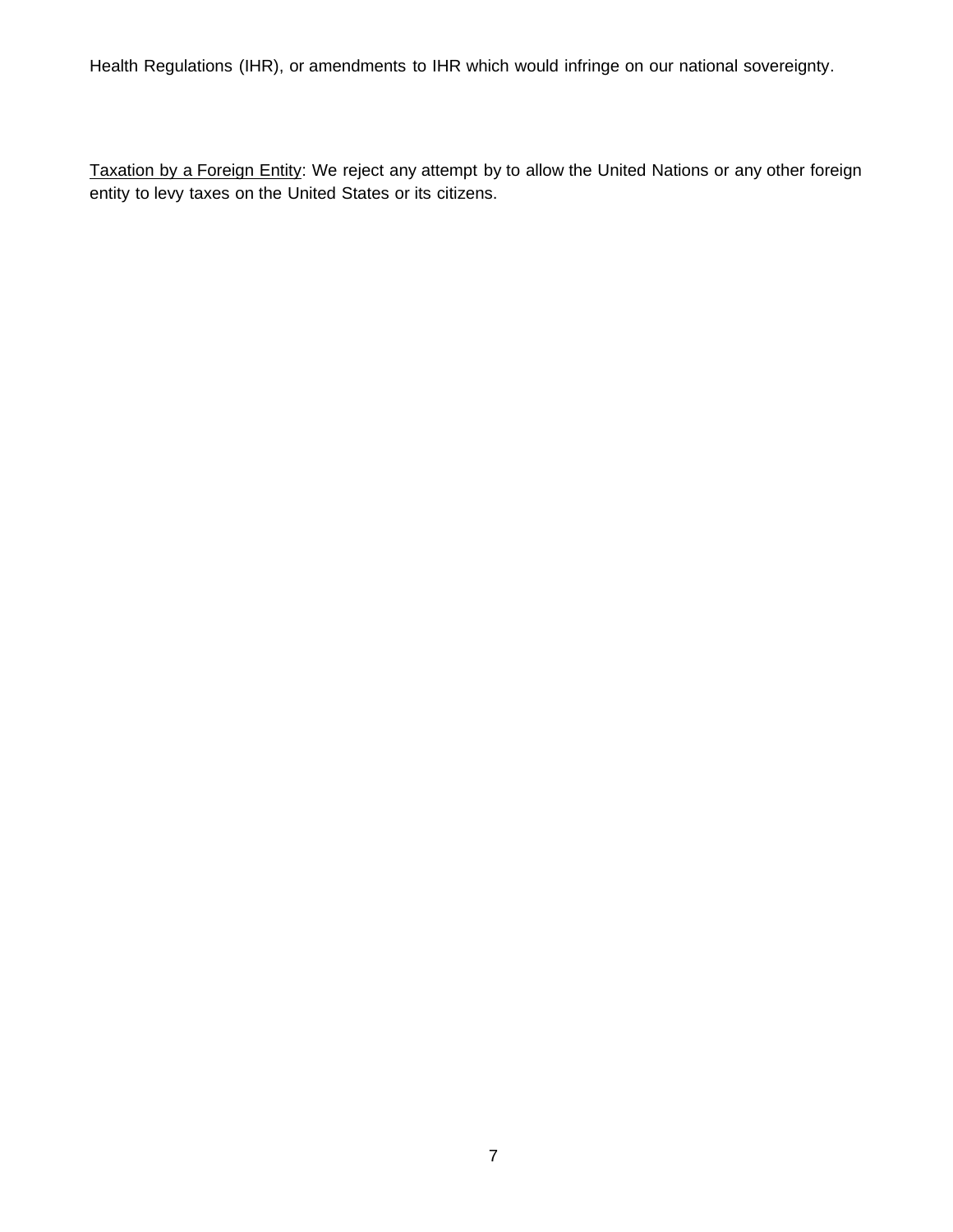Health Regulations (IHR), or amendments to IHR which would infringe on our national sovereignty.

<u>Taxation by a Foreign Entity</u>: We reject any attempt by to allow the United Nations or any other foreign entity to levy taxes on the United States or its citizens.